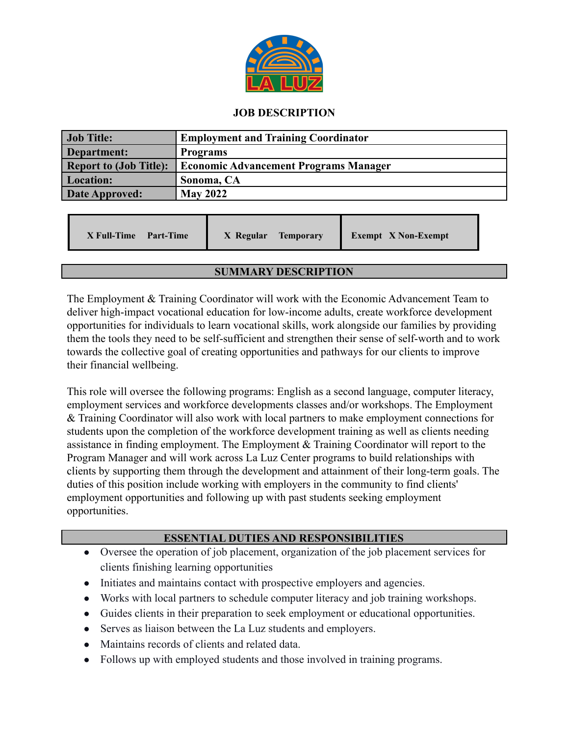LA LUZ

# JOB DESCRIPTION

| | |
|---|---|
| **Job Title:** | **Employment and Training Coordinator** |
| **Department:** | **Programs** |
| **Report to (Job Title):** | **Economic Advancement Programs Manager** |
| **Location:** | **Sonoma, CA** |
| **Date Approved:** | **May 2022** |

| | | |
|---|---|---|
| **X Full-Time    Part-Time** | **X Regular    Temporary** | **Exempt   X Non-Exempt** |

## SUMMARY DESCRIPTION

The Employment & Training Coordinator will work with the Economic Advancement Team to deliver high-impact vocational education for low-income adults, create workforce development opportunities for individuals to learn vocational skills, work alongside our families by providing them the tools they need to be self-sufficient and strengthen their sense of self-worth and to work towards the collective goal of creating opportunities and pathways for our clients to improve their financial wellbeing.

This role will oversee the following programs: English as a second language, computer literacy, employment services and workforce developments classes and/or workshops. The Employment & Training Coordinator will also work with local partners to make employment connections for students upon the completion of the workforce development training as well as clients needing assistance in finding employment. The Employment & Training Coordinator will report to the Program Manager and will work across La Luz Center programs to build relationships with clients by supporting them through the development and attainment of their long-term goals. The duties of this position include working with employers in the community to find clients' employment opportunities and following up with past students seeking employment opportunities.

## ESSENTIAL DUTIES AND RESPONSIBILITIES

- Oversee the operation of job placement, organization of the job placement services for clients finishing learning opportunities
- Initiates and maintains contact with prospective employers and agencies.
- Works with local partners to schedule computer literacy and job training workshops.
- Guides clients in their preparation to seek employment or educational opportunities.
- Serves as liaison between the La Luz students and employers.
- Maintains records of clients and related data.
- Follows up with employed students and those involved in training programs.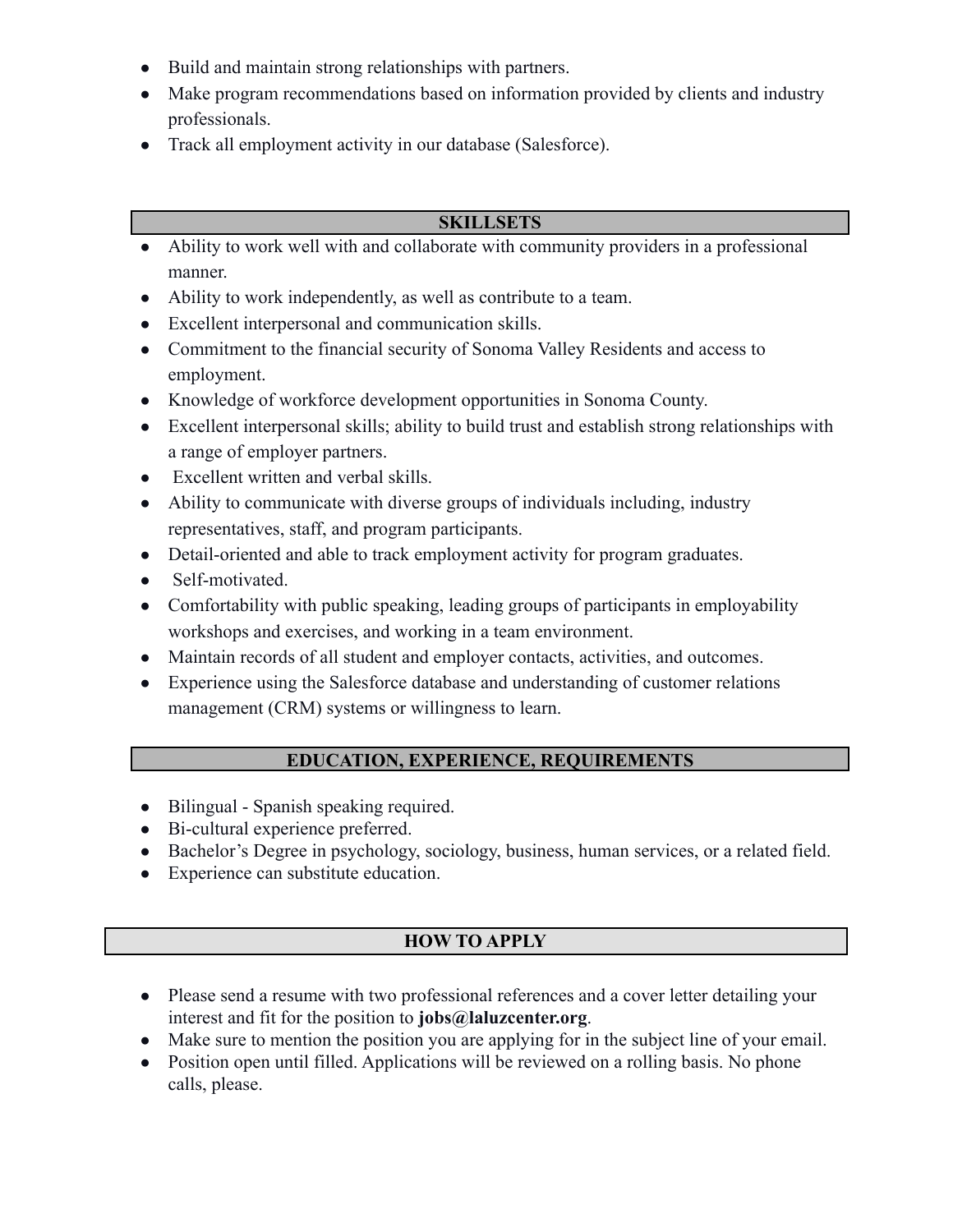- Build and maintain strong relationships with partners.
- Make program recommendations based on information provided by clients and industry professionals.
- Track all employment activity in our database (Salesforce).

## SKILLSETS

- Ability to work well with and collaborate with community providers in a professional manner.
- Ability to work independently, as well as contribute to a team.
- Excellent interpersonal and communication skills.
- Commitment to the financial security of Sonoma Valley Residents and access to employment.
- Knowledge of workforce development opportunities in Sonoma County.
- Excellent interpersonal skills; ability to build trust and establish strong relationships with a range of employer partners.
- Excellent written and verbal skills.
- Ability to communicate with diverse groups of individuals including, industry representatives, staff, and program participants.
- Detail-oriented and able to track employment activity for program graduates.
- Self-motivated.
- Comfortability with public speaking, leading groups of participants in employability workshops and exercises, and working in a team environment.
- Maintain records of all student and employer contacts, activities, and outcomes.
- Experience using the Salesforce database and understanding of customer relations management (CRM) systems or willingness to learn.

## EDUCATION, EXPERIENCE, REQUIREMENTS

- Bilingual - Spanish speaking required.
- Bi-cultural experience preferred.
- Bachelor's Degree in psychology, sociology, business, human services, or a related field.
- Experience can substitute education.

## HOW TO APPLY

- Please send a resume with two professional references and a cover letter detailing your interest and fit for the position to **jobs@laluzcenter.org**.
- Make sure to mention the position you are applying for in the subject line of your email.
- Position open until filled. Applications will be reviewed on a rolling basis. No phone calls, please.